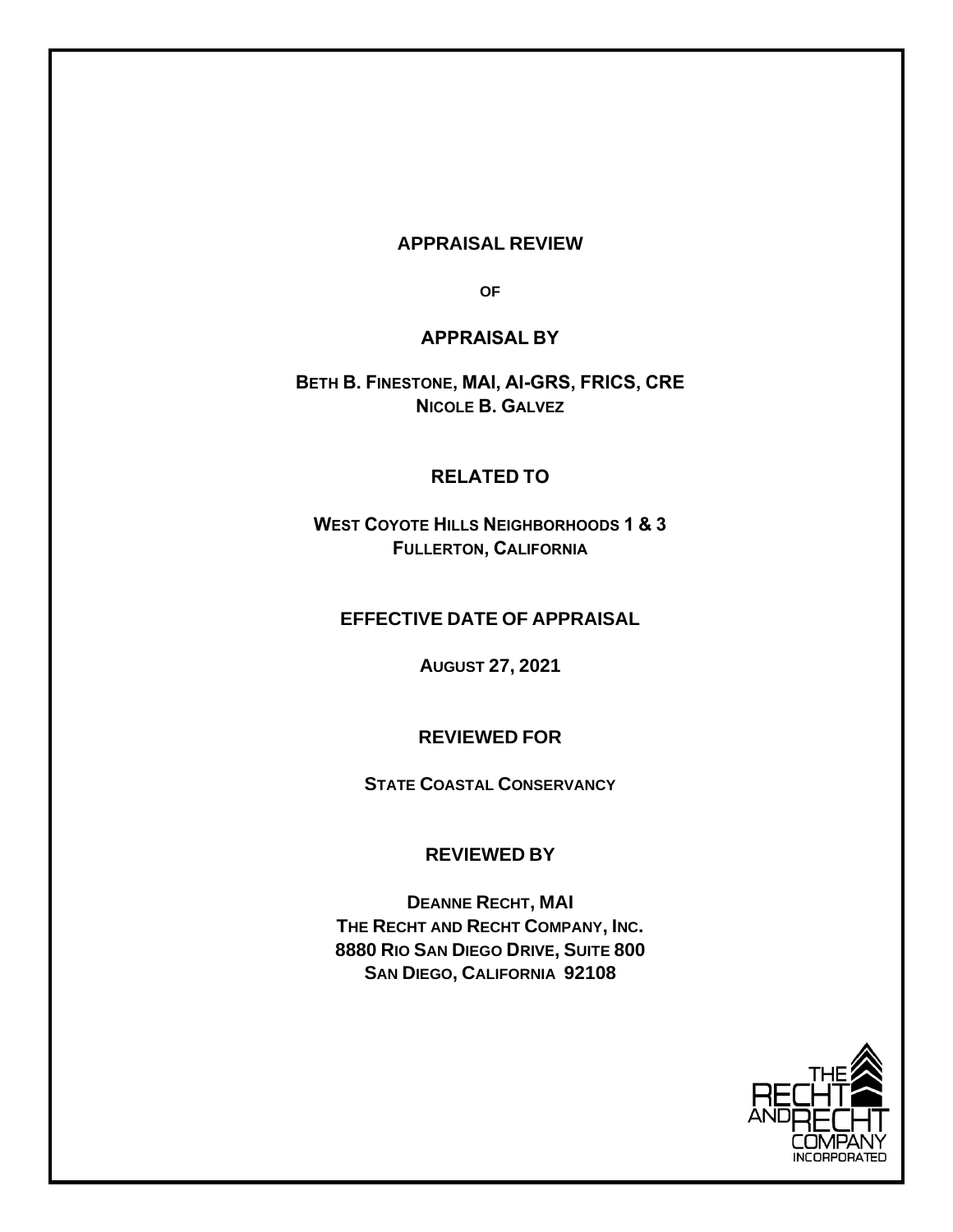# APPRAISAL REVIEW

OF

## APPRAISAL BY

**BETH B. FINESTONE, MAI, AI-GRS, FRICS, CRE**
**NICOLE B. GALVEZ**

## RELATED TO

**WEST COYOTE HILLS NEIGHBORHOODS 1 & 3**
**FULLERTON, CALIFORNIA**

## EFFECTIVE DATE OF APPRAISAL

**AUGUST 27, 2021**

## REVIEWED FOR

**STATE COASTAL CONSERVANCY**

## REVIEWED BY

**DEANNE RECHT, MAI**
**THE RECHT AND RECHT COMPANY, INC.**
**8880 RIO SAN DIEGO DRIVE, SUITE 800**
**SAN DIEGO, CALIFORNIA 92108**

THE RECHT AND RECHT COMPANY INCORPORATED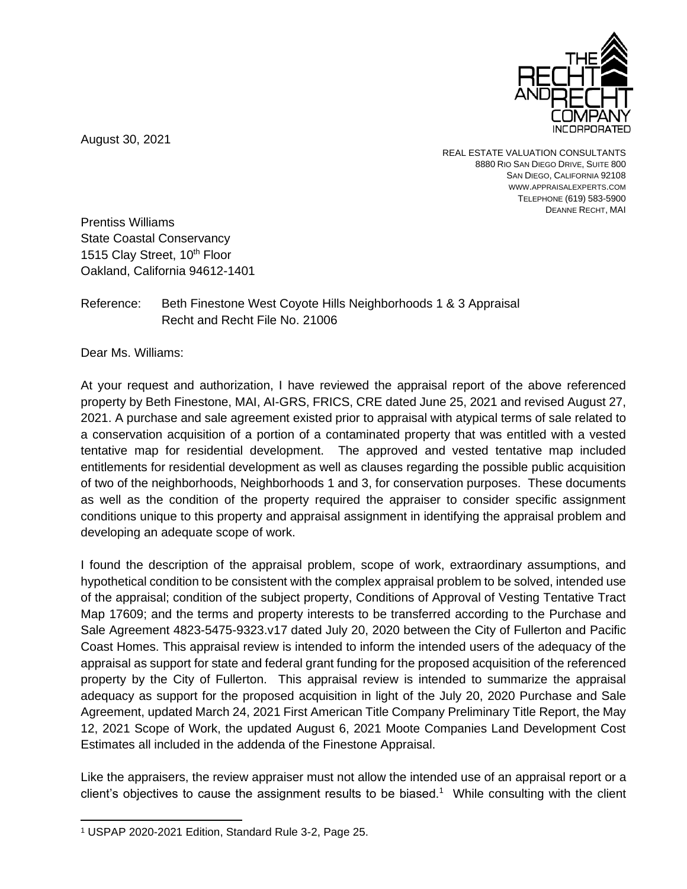August 30, 2021

THE RECHT AND RECHT COMPANY INCORPORATED

REAL ESTATE VALUATION CONSULTANTS
8880 RIO SAN DIEGO DRIVE, SUITE 800
SAN DIEGO, CALIFORNIA 92108
WWW.APPRAISALEXPERTS.COM
TELEPHONE (619) 583-5900
DEANNE RECHT, MAI

Prentiss Williams
State Coastal Conservancy
1515 Clay Street, 10th Floor
Oakland, California 94612-1401

Reference: Beth Finestone West Coyote Hills Neighborhoods 1 & 3 Appraisal
Recht and Recht File No. 21006

Dear Ms. Williams:

At your request and authorization, I have reviewed the appraisal report of the above referenced property by Beth Finestone, MAI, AI-GRS, FRICS, CRE dated June 25, 2021 and revised August 27, 2021. A purchase and sale agreement existed prior to appraisal with atypical terms of sale related to a conservation acquisition of a portion of a contaminated property that was entitled with a vested tentative map for residential development. The approved and vested tentative map included entitlements for residential development as well as clauses regarding the possible public acquisition of two of the neighborhoods, Neighborhoods 1 and 3, for conservation purposes. These documents as well as the condition of the property required the appraiser to consider specific assignment conditions unique to this property and appraisal assignment in identifying the appraisal problem and developing an adequate scope of work.

I found the description of the appraisal problem, scope of work, extraordinary assumptions, and hypothetical condition to be consistent with the complex appraisal problem to be solved, intended use of the appraisal; condition of the subject property, Conditions of Approval of Vesting Tentative Tract Map 17609; and the terms and property interests to be transferred according to the Purchase and Sale Agreement 4823-5475-9323.v17 dated July 20, 2020 between the City of Fullerton and Pacific Coast Homes. This appraisal review is intended to inform the intended users of the adequacy of the appraisal as support for state and federal grant funding for the proposed acquisition of the referenced property by the City of Fullerton. This appraisal review is intended to summarize the appraisal adequacy as support for the proposed acquisition in light of the July 20, 2020 Purchase and Sale Agreement, updated March 24, 2021 First American Title Company Preliminary Title Report, the May 12, 2021 Scope of Work, the updated August 6, 2021 Moote Companies Land Development Cost Estimates all included in the addenda of the Finestone Appraisal.

Like the appraisers, the review appraiser must not allow the intended use of an appraisal report or a client's objectives to cause the assignment results to be biased.[1] While consulting with the client

[1] USPAP 2020-2021 Edition, Standard Rule 3-2, Page 25.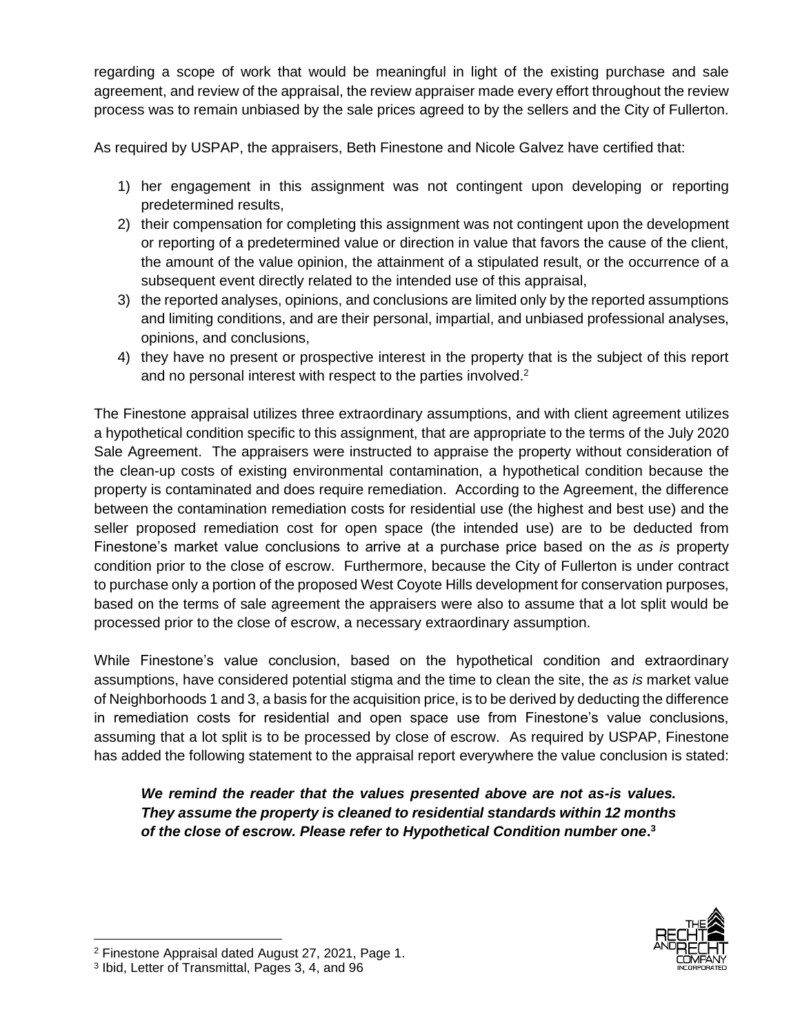regarding a scope of work that would be meaningful in light of the existing purchase and sale agreement, and review of the appraisal, the review appraiser made every effort throughout the review process was to remain unbiased by the sale prices agreed to by the sellers and the City of Fullerton.

As required by USPAP, the appraisers, Beth Finestone and Nicole Galvez have certified that:

1) her engagement in this assignment was not contingent upon developing or reporting predetermined results,
2) their compensation for completing this assignment was not contingent upon the development or reporting of a predetermined value or direction in value that favors the cause of the client, the amount of the value opinion, the attainment of a stipulated result, or the occurrence of a subsequent event directly related to the intended use of this appraisal,
3) the reported analyses, opinions, and conclusions are limited only by the reported assumptions and limiting conditions, and are their personal, impartial, and unbiased professional analyses, opinions, and conclusions,
4) they have no present or prospective interest in the property that is the subject of this report and no personal interest with respect to the parties involved.[2]

The Finestone appraisal utilizes three extraordinary assumptions, and with client agreement utilizes a hypothetical condition specific to this assignment, that are appropriate to the terms of the July 2020 Sale Agreement. The appraisers were instructed to appraise the property without consideration of the clean-up costs of existing environmental contamination, a hypothetical condition because the property is contaminated and does require remediation. According to the Agreement, the difference between the contamination remediation costs for residential use (the highest and best use) and the seller proposed remediation cost for open space (the intended use) are to be deducted from Finestone's market value conclusions to arrive at a purchase price based on the *as is* property condition prior to the close of escrow. Furthermore, because the City of Fullerton is under contract to purchase only a portion of the proposed West Coyote Hills development for conservation purposes, based on the terms of sale agreement the appraisers were also to assume that a lot split would be processed prior to the close of escrow, a necessary extraordinary assumption.

While Finestone's value conclusion, based on the hypothetical condition and extraordinary assumptions, have considered potential stigma and the time to clean the site, the *as is* market value of Neighborhoods 1 and 3, a basis for the acquisition price, is to be derived by deducting the difference in remediation costs for residential and open space use from Finestone's value conclusions, assuming that a lot split is to be processed by close of escrow. As required by USPAP, Finestone has added the following statement to the appraisal report everywhere the value conclusion is stated:

> ***We remind the reader that the values presented above are not as-is values. They assume the property is cleaned to residential standards within 12 months of the close of escrow. Please refer to Hypothetical Condition number one.***[3]

---

[2] Finestone Appraisal dated August 27, 2021, Page 1.

[3] Ibid, Letter of Transmittal, Pages 3, 4, and 96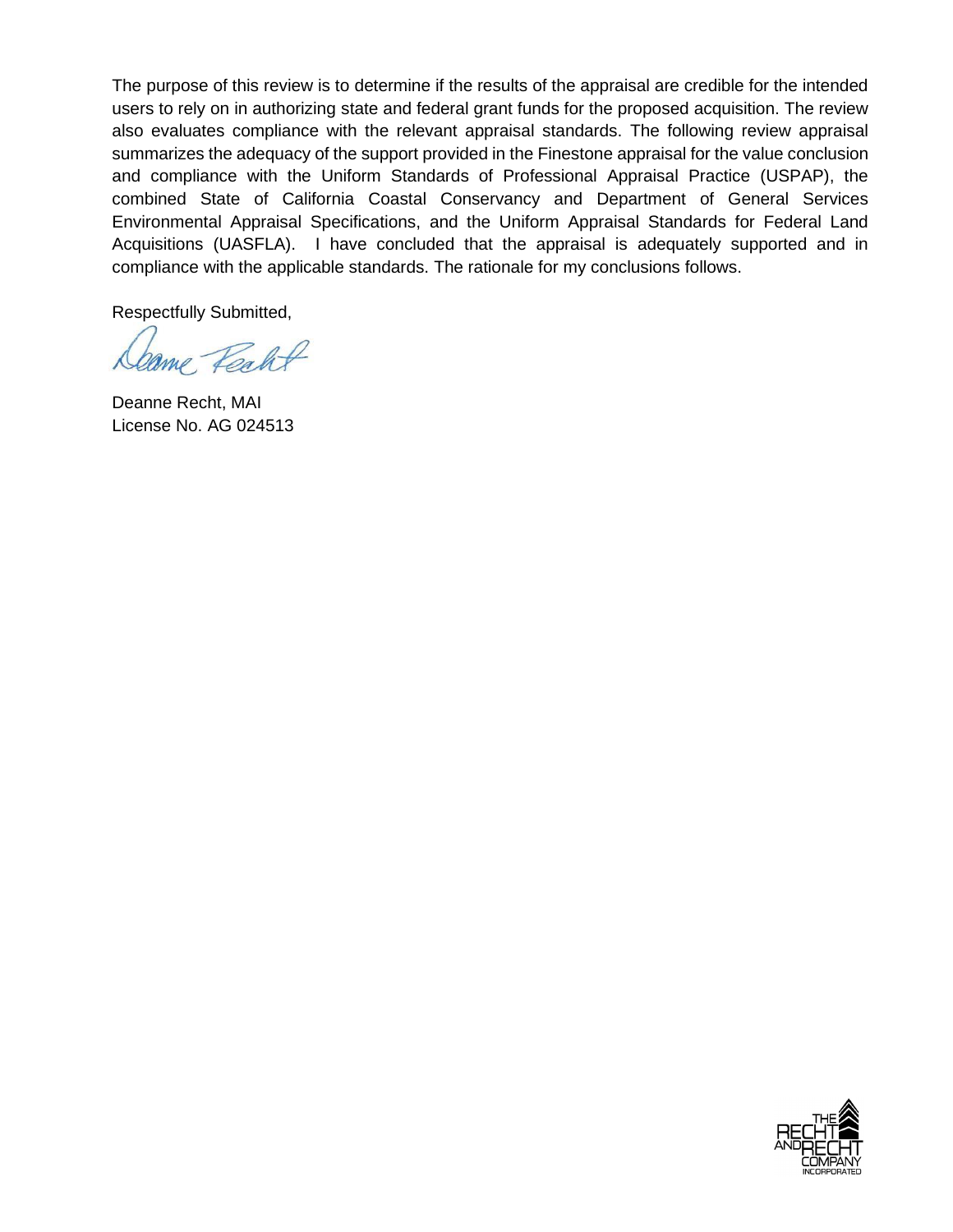The purpose of this review is to determine if the results of the appraisal are credible for the intended users to rely on in authorizing state and federal grant funds for the proposed acquisition. The review also evaluates compliance with the relevant appraisal standards. The following review appraisal summarizes the adequacy of the support provided in the Finestone appraisal for the value conclusion and compliance with the Uniform Standards of Professional Appraisal Practice (USPAP), the combined State of California Coastal Conservancy and Department of General Services Environmental Appraisal Specifications, and the Uniform Appraisal Standards for Federal Land Acquisitions (UASFLA). I have concluded that the appraisal is adequately supported and in compliance with the applicable standards. The rationale for my conclusions follows.

Respectfully Submitted,

Deanne Recht, MAI
License No. AG 024513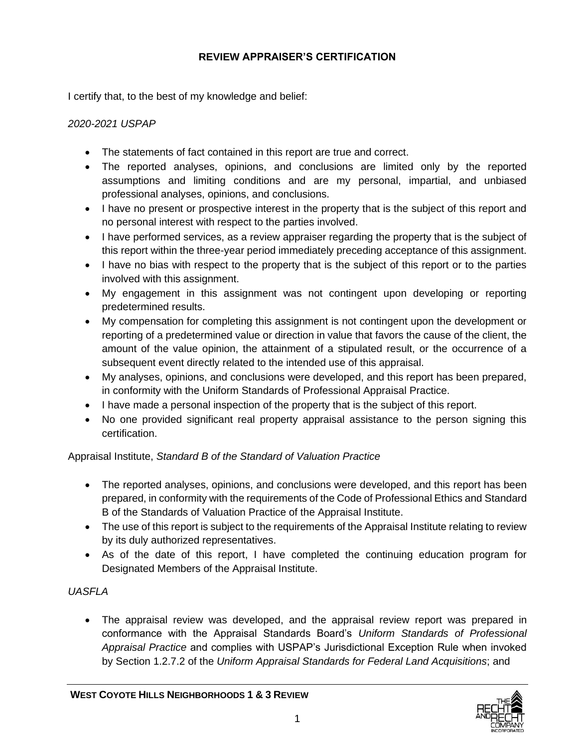## REVIEW APPRAISER'S CERTIFICATION

I certify that, to the best of my knowledge and belief:

*2020-2021 USPAP*

- The statements of fact contained in this report are true and correct.
- The reported analyses, opinions, and conclusions are limited only by the reported assumptions and limiting conditions and are my personal, impartial, and unbiased professional analyses, opinions, and conclusions.
- I have no present or prospective interest in the property that is the subject of this report and no personal interest with respect to the parties involved.
- I have performed services, as a review appraiser regarding the property that is the subject of this report within the three-year period immediately preceding acceptance of this assignment.
- I have no bias with respect to the property that is the subject of this report or to the parties involved with this assignment.
- My engagement in this assignment was not contingent upon developing or reporting predetermined results.
- My compensation for completing this assignment is not contingent upon the development or reporting of a predetermined value or direction in value that favors the cause of the client, the amount of the value opinion, the attainment of a stipulated result, or the occurrence of a subsequent event directly related to the intended use of this appraisal.
- My analyses, opinions, and conclusions were developed, and this report has been prepared, in conformity with the Uniform Standards of Professional Appraisal Practice.
- I have made a personal inspection of the property that is the subject of this report.
- No one provided significant real property appraisal assistance to the person signing this certification.

Appraisal Institute, *Standard B of the Standard of Valuation Practice*

- The reported analyses, opinions, and conclusions were developed, and this report has been prepared, in conformity with the requirements of the Code of Professional Ethics and Standard B of the Standards of Valuation Practice of the Appraisal Institute.
- The use of this report is subject to the requirements of the Appraisal Institute relating to review by its duly authorized representatives.
- As of the date of this report, I have completed the continuing education program for Designated Members of the Appraisal Institute.

*UASFLA*

- The appraisal review was developed, and the appraisal review report was prepared in conformance with the Appraisal Standards Board's *Uniform Standards of Professional Appraisal Practice* and complies with USPAP's Jurisdictional Exception Rule when invoked by Section 1.2.7.2 of the *Uniform Appraisal Standards for Federal Land Acquisitions*; and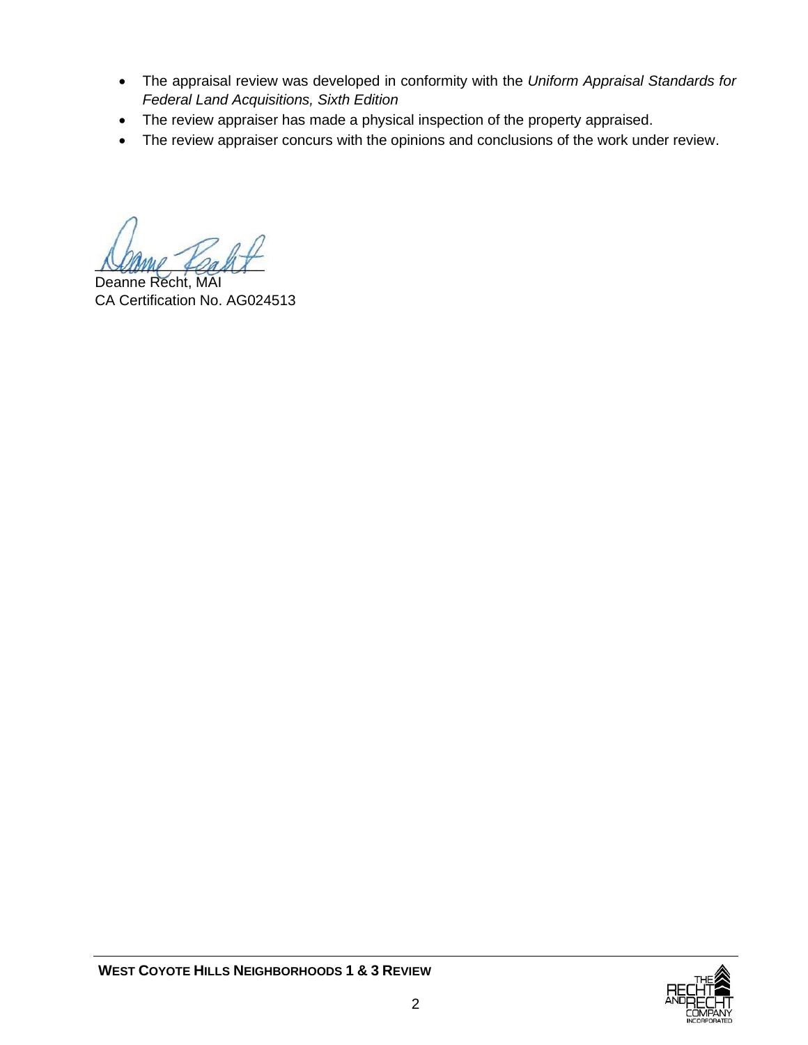- The appraisal review was developed in conformity with the *Uniform Appraisal Standards for Federal Land Acquisitions, Sixth Edition*
- The review appraiser has made a physical inspection of the property appraised.
- The review appraiser concurs with the opinions and conclusions of the work under review.

Deanne Recht, MAI
CA Certification No. AG024513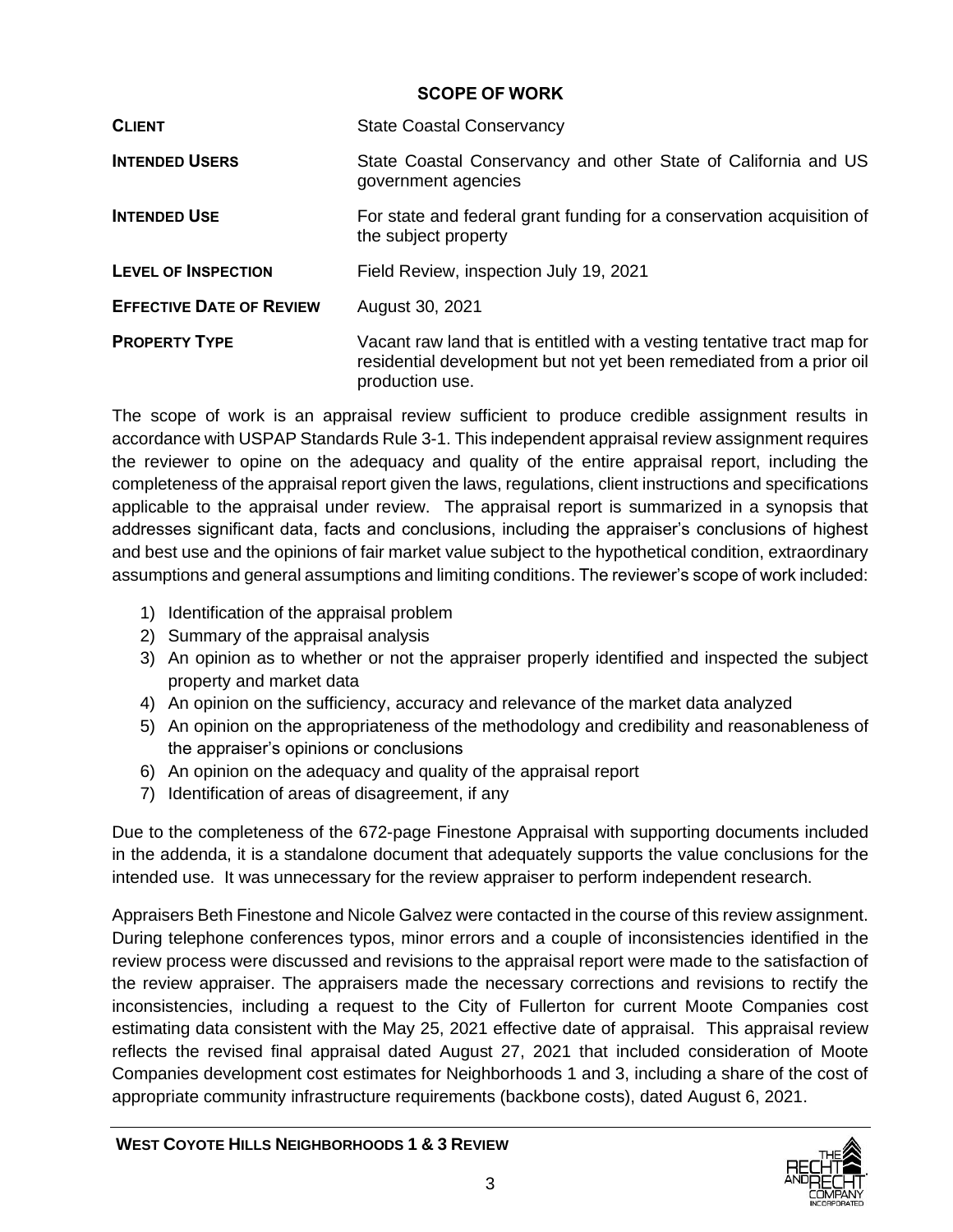## SCOPE OF WORK

| | |
|---|---|
| **CLIENT** | State Coastal Conservancy |
| **INTENDED USERS** | State Coastal Conservancy and other State of California and US government agencies |
| **INTENDED USE** | For state and federal grant funding for a conservation acquisition of the subject property |
| **LEVEL OF INSPECTION** | Field Review, inspection July 19, 2021 |
| **EFFECTIVE DATE OF REVIEW** | August 30, 2021 |
| **PROPERTY TYPE** | Vacant raw land that is entitled with a vesting tentative tract map for residential development but not yet been remediated from a prior oil production use. |

The scope of work is an appraisal review sufficient to produce credible assignment results in accordance with USPAP Standards Rule 3-1. This independent appraisal review assignment requires the reviewer to opine on the adequacy and quality of the entire appraisal report, including the completeness of the appraisal report given the laws, regulations, client instructions and specifications applicable to the appraisal under review. The appraisal report is summarized in a synopsis that addresses significant data, facts and conclusions, including the appraiser's conclusions of highest and best use and the opinions of fair market value subject to the hypothetical condition, extraordinary assumptions and general assumptions and limiting conditions. The reviewer's scope of work included:

1) Identification of the appraisal problem
2) Summary of the appraisal analysis
3) An opinion as to whether or not the appraiser properly identified and inspected the subject property and market data
4) An opinion on the sufficiency, accuracy and relevance of the market data analyzed
5) An opinion on the appropriateness of the methodology and credibility and reasonableness of the appraiser's opinions or conclusions
6) An opinion on the adequacy and quality of the appraisal report
7) Identification of areas of disagreement, if any

Due to the completeness of the 672-page Finestone Appraisal with supporting documents included in the addenda, it is a standalone document that adequately supports the value conclusions for the intended use. It was unnecessary for the review appraiser to perform independent research.

Appraisers Beth Finestone and Nicole Galvez were contacted in the course of this review assignment. During telephone conferences typos, minor errors and a couple of inconsistencies identified in the review process were discussed and revisions to the appraisal report were made to the satisfaction of the review appraiser. The appraisers made the necessary corrections and revisions to rectify the inconsistencies, including a request to the City of Fullerton for current Moote Companies cost estimating data consistent with the May 25, 2021 effective date of appraisal. This appraisal review reflects the revised final appraisal dated August 27, 2021 that included consideration of Moote Companies development cost estimates for Neighborhoods 1 and 3, including a share of the cost of appropriate community infrastructure requirements (backbone costs), dated August 6, 2021.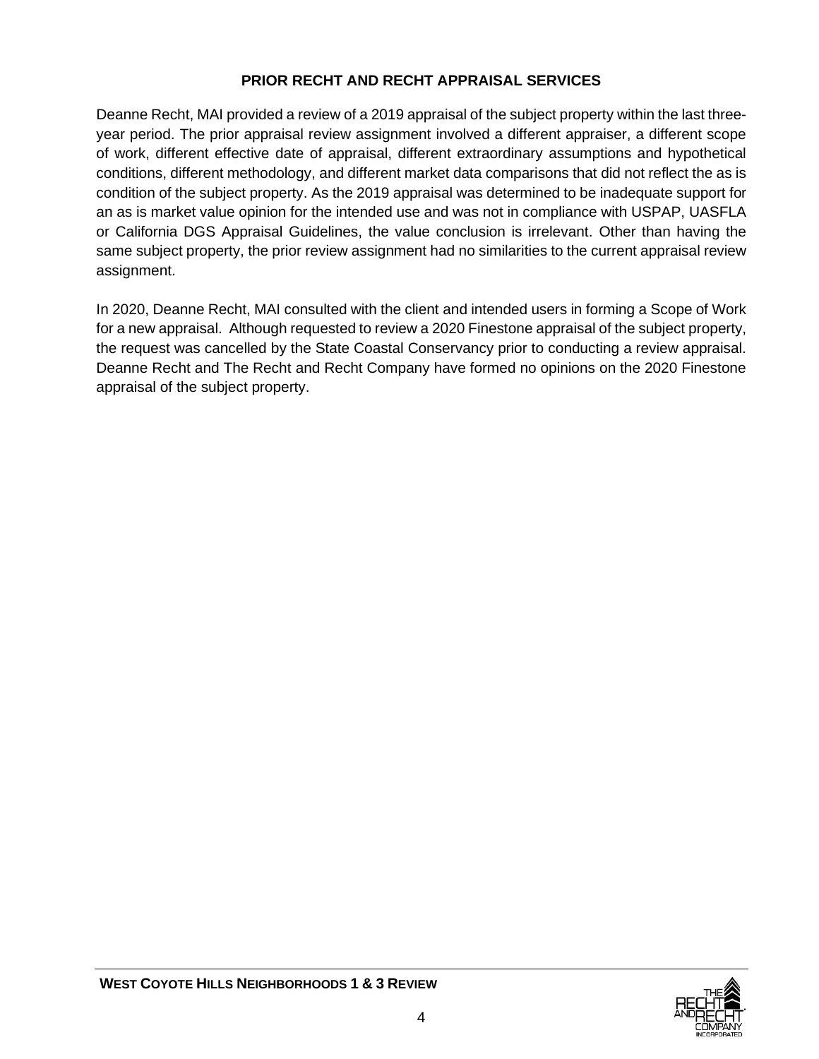## PRIOR RECHT AND RECHT APPRAISAL SERVICES

Deanne Recht, MAI provided a review of a 2019 appraisal of the subject property within the last three-year period. The prior appraisal review assignment involved a different appraiser, a different scope of work, different effective date of appraisal, different extraordinary assumptions and hypothetical conditions, different methodology, and different market data comparisons that did not reflect the as is condition of the subject property. As the 2019 appraisal was determined to be inadequate support for an as is market value opinion for the intended use and was not in compliance with USPAP, UASFLA or California DGS Appraisal Guidelines, the value conclusion is irrelevant. Other than having the same subject property, the prior review assignment had no similarities to the current appraisal review assignment.

In 2020, Deanne Recht, MAI consulted with the client and intended users in forming a Scope of Work for a new appraisal. Although requested to review a 2020 Finestone appraisal of the subject property, the request was cancelled by the State Coastal Conservancy prior to conducting a review appraisal. Deanne Recht and The Recht and Recht Company have formed no opinions on the 2020 Finestone appraisal of the subject property.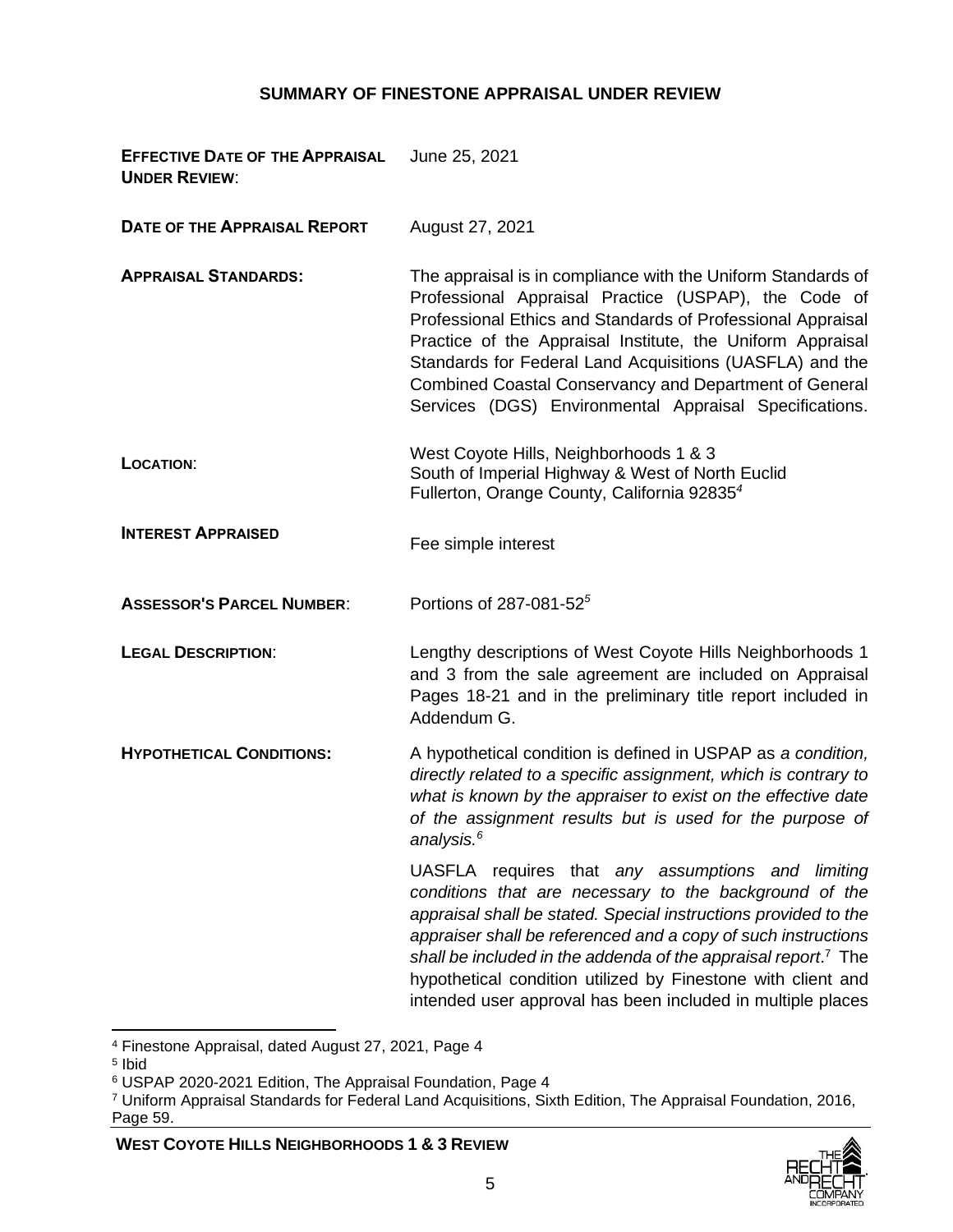## SUMMARY OF FINESTONE APPRAISAL UNDER REVIEW

**EFFECTIVE DATE OF THE APPRAISAL UNDER REVIEW**: June 25, 2021

**DATE OF THE APPRAISAL REPORT** August 27, 2021

**APPRAISAL STANDARDS:** The appraisal is in compliance with the Uniform Standards of Professional Appraisal Practice (USPAP), the Code of Professional Ethics and Standards of Professional Appraisal Practice of the Appraisal Institute, the Uniform Appraisal Standards for Federal Land Acquisitions (UASFLA) and the Combined Coastal Conservancy and Department of General Services (DGS) Environmental Appraisal Specifications.

**LOCATION**: West Coyote Hills, Neighborhoods 1 & 3
South of Imperial Highway & West of North Euclid
Fullerton, Orange County, California 92835[4]

**INTEREST APPRAISED** Fee simple interest

**ASSESSOR'S PARCEL NUMBER**: Portions of 287-081-52[5]

**LEGAL DESCRIPTION**: Lengthy descriptions of West Coyote Hills Neighborhoods 1 and 3 from the sale agreement are included on Appraisal Pages 18-21 and in the preliminary title report included in Addendum G.

**HYPOTHETICAL CONDITIONS:** A hypothetical condition is defined in USPAP as *a condition, directly related to a specific assignment, which is contrary to what is known by the appraiser to exist on the effective date of the assignment results but is used for the purpose of analysis.*[6]

UASFLA requires that *any assumptions and limiting conditions that are necessary to the background of the appraisal shall be stated. Special instructions provided to the appraiser shall be referenced and a copy of such instructions shall be included in the addenda of the appraisal report*.[7] The hypothetical condition utilized by Finestone with client and intended user approval has been included in multiple places

---

[4] Finestone Appraisal, dated August 27, 2021, Page 4

[5] Ibid

[6] USPAP 2020-2021 Edition, The Appraisal Foundation, Page 4

[7] Uniform Appraisal Standards for Federal Land Acquisitions, Sixth Edition, The Appraisal Foundation, 2016, Page 59.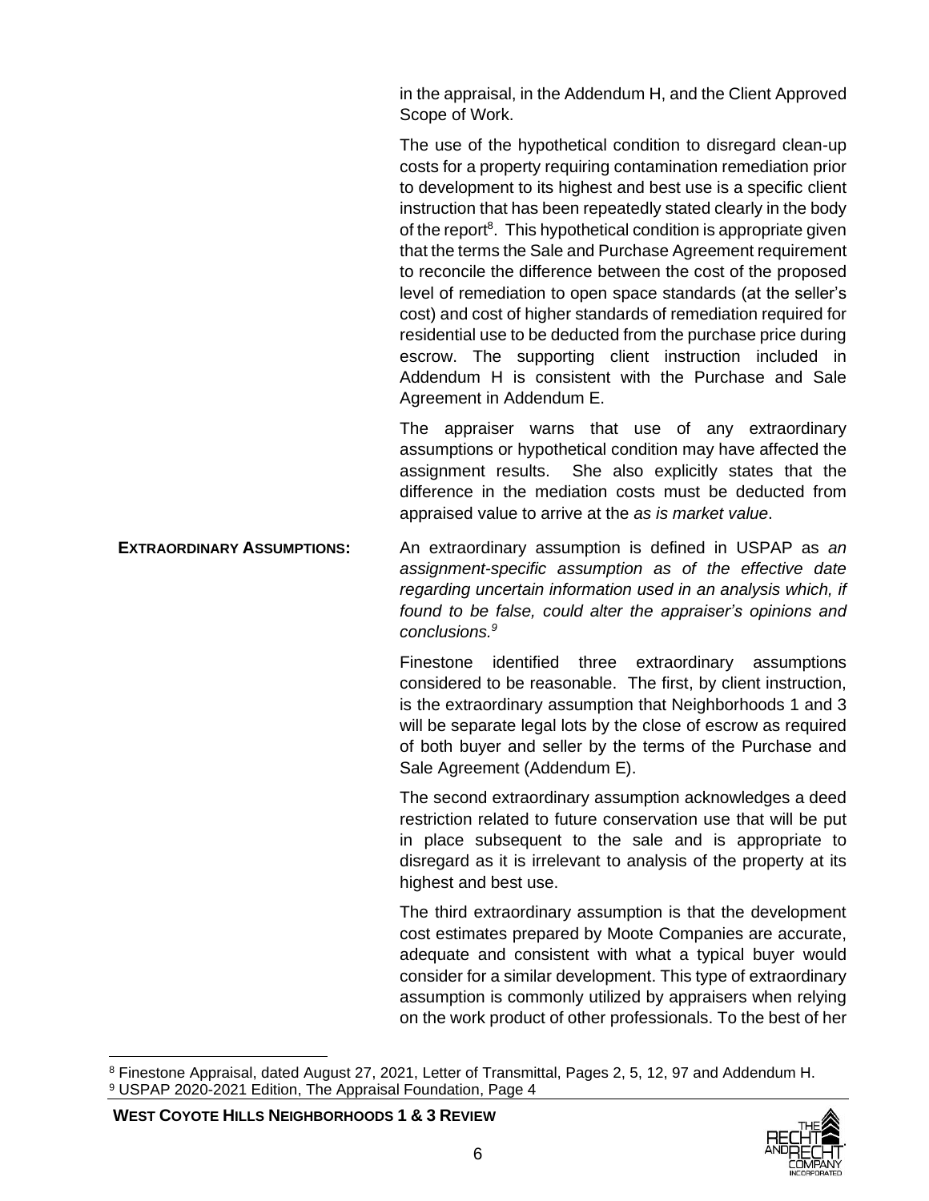in the appraisal, in the Addendum H, and the Client Approved Scope of Work.

The use of the hypothetical condition to disregard clean-up costs for a property requiring contamination remediation prior to development to its highest and best use is a specific client instruction that has been repeatedly stated clearly in the body of the report[8]. This hypothetical condition is appropriate given that the terms the Sale and Purchase Agreement requirement to reconcile the difference between the cost of the proposed level of remediation to open space standards (at the seller's cost) and cost of higher standards of remediation required for residential use to be deducted from the purchase price during escrow. The supporting client instruction included in Addendum H is consistent with the Purchase and Sale Agreement in Addendum E.

The appraiser warns that use of any extraordinary assumptions or hypothetical condition may have affected the assignment results. She also explicitly states that the difference in the mediation costs must be deducted from appraised value to arrive at the *as is market value*.

**EXTRAORDINARY ASSUMPTIONS:** An extraordinary assumption is defined in USPAP as *an assignment-specific assumption as of the effective date regarding uncertain information used in an analysis which, if found to be false, could alter the appraiser's opinions and conclusions.[9]*

Finestone identified three extraordinary assumptions considered to be reasonable. The first, by client instruction, is the extraordinary assumption that Neighborhoods 1 and 3 will be separate legal lots by the close of escrow as required of both buyer and seller by the terms of the Purchase and Sale Agreement (Addendum E).

The second extraordinary assumption acknowledges a deed restriction related to future conservation use that will be put in place subsequent to the sale and is appropriate to disregard as it is irrelevant to analysis of the property at its highest and best use.

The third extraordinary assumption is that the development cost estimates prepared by Moote Companies are accurate, adequate and consistent with what a typical buyer would consider for a similar development. This type of extraordinary assumption is commonly utilized by appraisers when relying on the work product of other professionals. To the best of her

---

[8] Finestone Appraisal, dated August 27, 2021, Letter of Transmittal, Pages 2, 5, 12, 97 and Addendum H.

[9] USPAP 2020-2021 Edition, The Appraisal Foundation, Page 4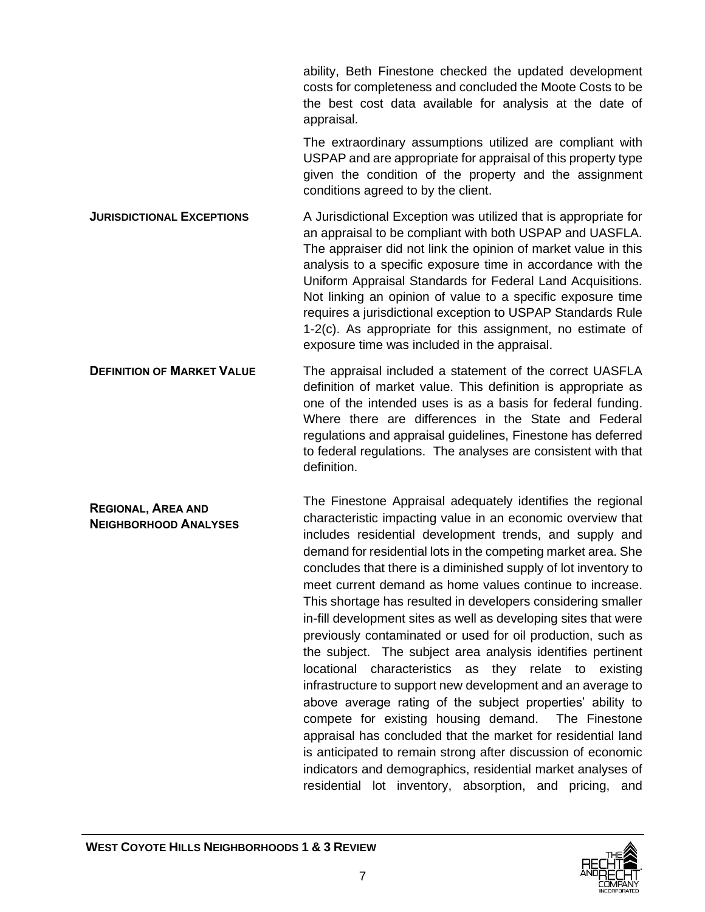ability, Beth Finestone checked the updated development costs for completeness and concluded the Moote Costs to be the best cost data available for analysis at the date of appraisal.

The extraordinary assumptions utilized are compliant with USPAP and are appropriate for appraisal of this property type given the condition of the property and the assignment conditions agreed to by the client.

**JURISDICTIONAL EXCEPTIONS**

A Jurisdictional Exception was utilized that is appropriate for an appraisal to be compliant with both USPAP and UASFLA. The appraiser did not link the opinion of market value in this analysis to a specific exposure time in accordance with the Uniform Appraisal Standards for Federal Land Acquisitions. Not linking an opinion of value to a specific exposure time requires a jurisdictional exception to USPAP Standards Rule 1-2(c). As appropriate for this assignment, no estimate of exposure time was included in the appraisal.

**DEFINITION OF MARKET VALUE**

The appraisal included a statement of the correct UASFLA definition of market value. This definition is appropriate as one of the intended uses is as a basis for federal funding. Where there are differences in the State and Federal regulations and appraisal guidelines, Finestone has deferred to federal regulations. The analyses are consistent with that definition.

**REGIONAL, AREA AND NEIGHBORHOOD ANALYSES**

The Finestone Appraisal adequately identifies the regional characteristic impacting value in an economic overview that includes residential development trends, and supply and demand for residential lots in the competing market area. She concludes that there is a diminished supply of lot inventory to meet current demand as home values continue to increase. This shortage has resulted in developers considering smaller in-fill development sites as well as developing sites that were previously contaminated or used for oil production, such as the subject. The subject area analysis identifies pertinent locational characteristics as they relate to existing infrastructure to support new development and an average to above average rating of the subject properties' ability to compete for existing housing demand. The Finestone appraisal has concluded that the market for residential land is anticipated to remain strong after discussion of economic indicators and demographics, residential market analyses of residential lot inventory, absorption, and pricing, and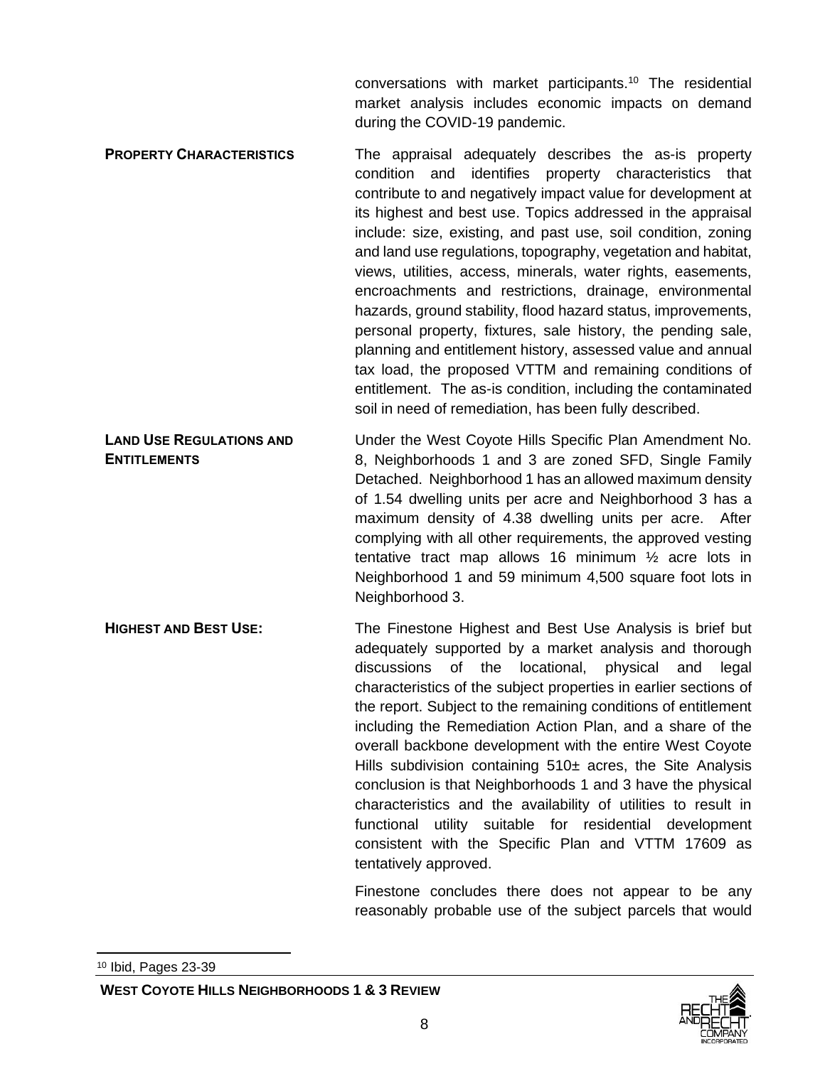conversations with market participants.[10] The residential market analysis includes economic impacts on demand during the COVID-19 pandemic.

**PROPERTY CHARACTERISTICS**

The appraisal adequately describes the as-is property condition and identifies property characteristics that contribute to and negatively impact value for development at its highest and best use. Topics addressed in the appraisal include: size, existing, and past use, soil condition, zoning and land use regulations, topography, vegetation and habitat, views, utilities, access, minerals, water rights, easements, encroachments and restrictions, drainage, environmental hazards, ground stability, flood hazard status, improvements, personal property, fixtures, sale history, the pending sale, planning and entitlement history, assessed value and annual tax load, the proposed VTTM and remaining conditions of entitlement. The as-is condition, including the contaminated soil in need of remediation, has been fully described.

**LAND USE REGULATIONS AND ENTITLEMENTS**

Under the West Coyote Hills Specific Plan Amendment No. 8, Neighborhoods 1 and 3 are zoned SFD, Single Family Detached. Neighborhood 1 has an allowed maximum density of 1.54 dwelling units per acre and Neighborhood 3 has a maximum density of 4.38 dwelling units per acre. After complying with all other requirements, the approved vesting tentative tract map allows 16 minimum ½ acre lots in Neighborhood 1 and 59 minimum 4,500 square foot lots in Neighborhood 3.

**HIGHEST AND BEST USE:**

The Finestone Highest and Best Use Analysis is brief but adequately supported by a market analysis and thorough discussions of the locational, physical and legal characteristics of the subject properties in earlier sections of the report. Subject to the remaining conditions of entitlement including the Remediation Action Plan, and a share of the overall backbone development with the entire West Coyote Hills subdivision containing 510± acres, the Site Analysis conclusion is that Neighborhoods 1 and 3 have the physical characteristics and the availability of utilities to result in functional utility suitable for residential development consistent with the Specific Plan and VTTM 17609 as tentatively approved.

Finestone concludes there does not appear to be any reasonably probable use of the subject parcels that would

[10] Ibid, Pages 23-39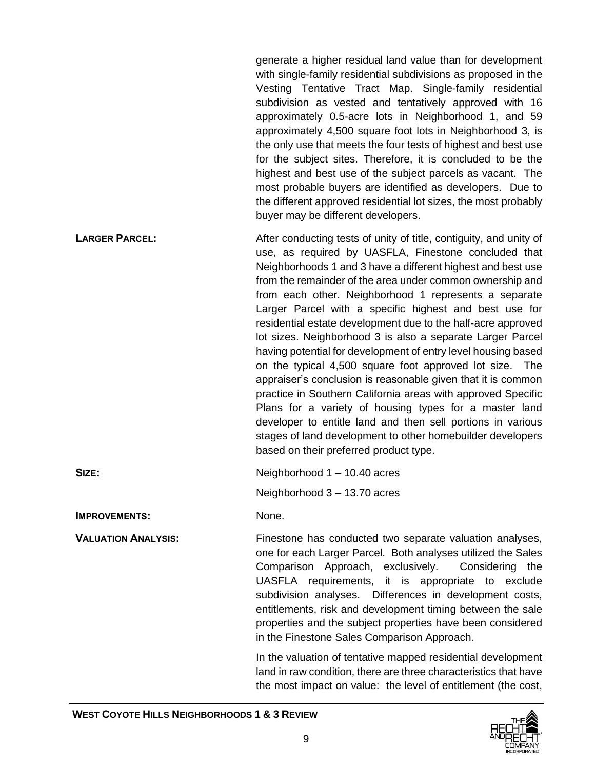generate a higher residual land value than for development with single-family residential subdivisions as proposed in the Vesting Tentative Tract Map. Single-family residential subdivision as vested and tentatively approved with 16 approximately 0.5-acre lots in Neighborhood 1, and 59 approximately 4,500 square foot lots in Neighborhood 3, is the only use that meets the four tests of highest and best use for the subject sites. Therefore, it is concluded to be the highest and best use of the subject parcels as vacant. The most probable buyers are identified as developers. Due to the different approved residential lot sizes, the most probably buyer may be different developers.

**LARGER PARCEL:** After conducting tests of unity of title, contiguity, and unity of use, as required by UASFLA, Finestone concluded that Neighborhoods 1 and 3 have a different highest and best use from the remainder of the area under common ownership and from each other. Neighborhood 1 represents a separate Larger Parcel with a specific highest and best use for residential estate development due to the half-acre approved lot sizes. Neighborhood 3 is also a separate Larger Parcel having potential for development of entry level housing based on the typical 4,500 square foot approved lot size. The appraiser's conclusion is reasonable given that it is common practice in Southern California areas with approved Specific Plans for a variety of housing types for a master land developer to entitle land and then sell portions in various stages of land development to other homebuilder developers based on their preferred product type.

**SIZE:** Neighborhood 1 – 10.40 acres

Neighborhood 3 – 13.70 acres

**IMPROVEMENTS:** None.

**VALUATION ANALYSIS:** Finestone has conducted two separate valuation analyses, one for each Larger Parcel. Both analyses utilized the Sales Comparison Approach, exclusively. Considering the UASFLA requirements, it is appropriate to exclude subdivision analyses. Differences in development costs, entitlements, risk and development timing between the sale properties and the subject properties have been considered in the Finestone Sales Comparison Approach.

In the valuation of tentative mapped residential development land in raw condition, there are three characteristics that have the most impact on value: the level of entitlement (the cost,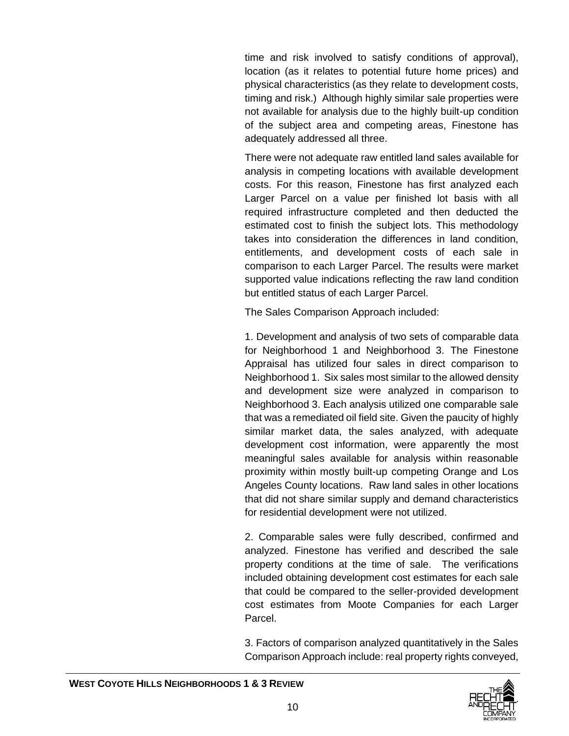time and risk involved to satisfy conditions of approval), location (as it relates to potential future home prices) and physical characteristics (as they relate to development costs, timing and risk.) Although highly similar sale properties were not available for analysis due to the highly built-up condition of the subject area and competing areas, Finestone has adequately addressed all three.

There were not adequate raw entitled land sales available for analysis in competing locations with available development costs. For this reason, Finestone has first analyzed each Larger Parcel on a value per finished lot basis with all required infrastructure completed and then deducted the estimated cost to finish the subject lots. This methodology takes into consideration the differences in land condition, entitlements, and development costs of each sale in comparison to each Larger Parcel. The results were market supported value indications reflecting the raw land condition but entitled status of each Larger Parcel.

The Sales Comparison Approach included:

1. Development and analysis of two sets of comparable data for Neighborhood 1 and Neighborhood 3. The Finestone Appraisal has utilized four sales in direct comparison to Neighborhood 1. Six sales most similar to the allowed density and development size were analyzed in comparison to Neighborhood 3. Each analysis utilized one comparable sale that was a remediated oil field site. Given the paucity of highly similar market data, the sales analyzed, with adequate development cost information, were apparently the most meaningful sales available for analysis within reasonable proximity within mostly built-up competing Orange and Los Angeles County locations. Raw land sales in other locations that did not share similar supply and demand characteristics for residential development were not utilized.

2. Comparable sales were fully described, confirmed and analyzed. Finestone has verified and described the sale property conditions at the time of sale. The verifications included obtaining development cost estimates for each sale that could be compared to the seller-provided development cost estimates from Moote Companies for each Larger Parcel.

3. Factors of comparison analyzed quantitatively in the Sales Comparison Approach include: real property rights conveyed,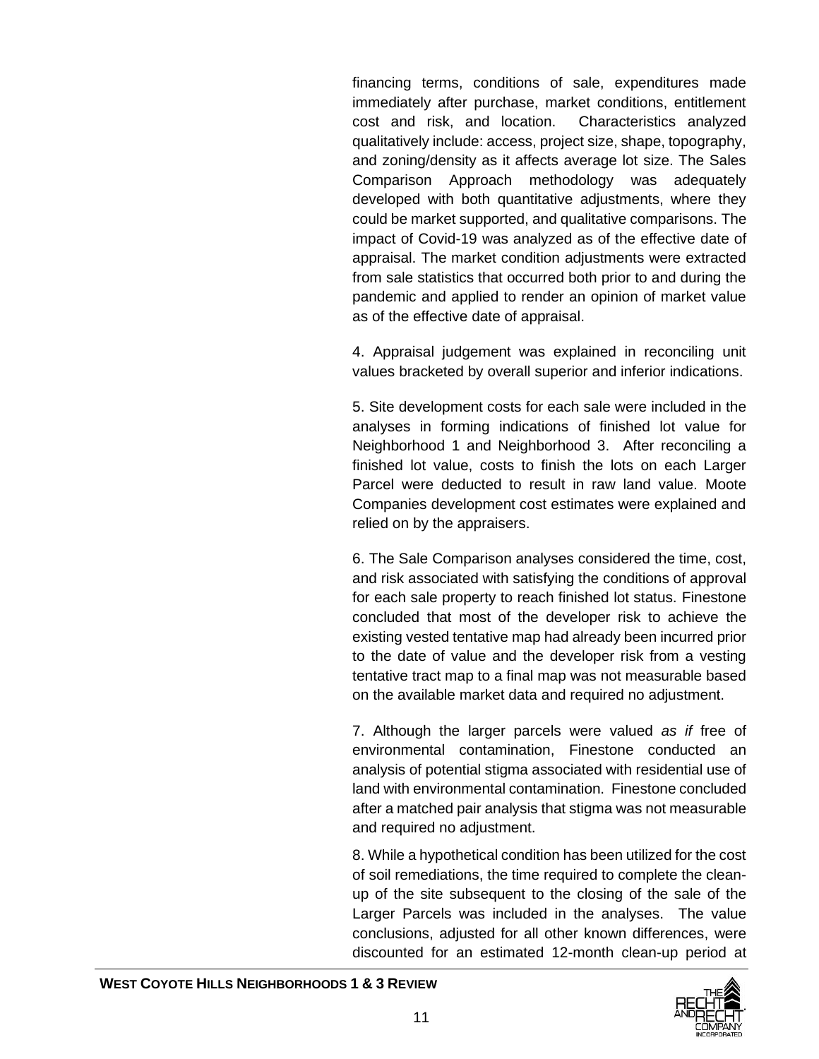financing terms, conditions of sale, expenditures made immediately after purchase, market conditions, entitlement cost and risk, and location. Characteristics analyzed qualitatively include: access, project size, shape, topography, and zoning/density as it affects average lot size. The Sales Comparison Approach methodology was adequately developed with both quantitative adjustments, where they could be market supported, and qualitative comparisons. The impact of Covid-19 was analyzed as of the effective date of appraisal. The market condition adjustments were extracted from sale statistics that occurred both prior to and during the pandemic and applied to render an opinion of market value as of the effective date of appraisal.

4. Appraisal judgement was explained in reconciling unit values bracketed by overall superior and inferior indications.

5. Site development costs for each sale were included in the analyses in forming indications of finished lot value for Neighborhood 1 and Neighborhood 3. After reconciling a finished lot value, costs to finish the lots on each Larger Parcel were deducted to result in raw land value. Moote Companies development cost estimates were explained and relied on by the appraisers.

6. The Sale Comparison analyses considered the time, cost, and risk associated with satisfying the conditions of approval for each sale property to reach finished lot status. Finestone concluded that most of the developer risk to achieve the existing vested tentative map had already been incurred prior to the date of value and the developer risk from a vesting tentative tract map to a final map was not measurable based on the available market data and required no adjustment.

7. Although the larger parcels were valued *as if* free of environmental contamination, Finestone conducted an analysis of potential stigma associated with residential use of land with environmental contamination. Finestone concluded after a matched pair analysis that stigma was not measurable and required no adjustment.

8. While a hypothetical condition has been utilized for the cost of soil remediations, the time required to complete the clean-up of the site subsequent to the closing of the sale of the Larger Parcels was included in the analyses. The value conclusions, adjusted for all other known differences, were discounted for an estimated 12-month clean-up period at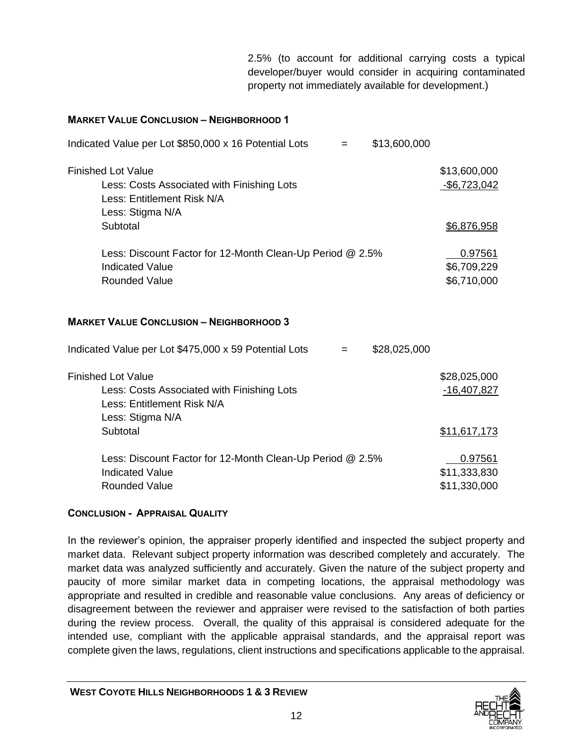2.5% (to account for additional carrying costs a typical developer/buyer would consider in acquiring contaminated property not immediately available for development.)

**MARKET VALUE CONCLUSION – NEIGHBORHOOD 1**

| | | |
|---|---|---|
| Indicated Value per Lot $850,000 x 16 Potential Lots = | $13,600,000 | |
| Finished Lot Value | | $13,600,000 |
| Less: Costs Associated with Finishing Lots | | -$6,723,042 |
| Less: Entitlement Risk N/A | | |
| Less: Stigma N/A | | |
| Subtotal | | $6,876,958 |
| Less: Discount Factor for 12-Month Clean-Up Period @ 2.5% | | 0.97561 |
| Indicated Value | | $6,709,229 |
| Rounded Value | | $6,710,000 |

**MARKET VALUE CONCLUSION – NEIGHBORHOOD 3**

| | | |
|---|---|---|
| Indicated Value per Lot $475,000 x 59 Potential Lots = | $28,025,000 | |
| Finished Lot Value | | $28,025,000 |
| Less: Costs Associated with Finishing Lots | | -16,407,827 |
| Less: Entitlement Risk N/A | | |
| Less: Stigma N/A | | |
| Subtotal | | $11,617,173 |
| Less: Discount Factor for 12-Month Clean-Up Period @ 2.5% | | 0.97561 |
| Indicated Value | | $11,333,830 |
| Rounded Value | | $11,330,000 |

**CONCLUSION - APPRAISAL QUALITY**

In the reviewer's opinion, the appraiser properly identified and inspected the subject property and market data. Relevant subject property information was described completely and accurately. The market data was analyzed sufficiently and accurately. Given the nature of the subject property and paucity of more similar market data in competing locations, the appraisal methodology was appropriate and resulted in credible and reasonable value conclusions. Any areas of deficiency or disagreement between the reviewer and appraiser were revised to the satisfaction of both parties during the review process. Overall, the quality of this appraisal is considered adequate for the intended use, compliant with the applicable appraisal standards, and the appraisal report was complete given the laws, regulations, client instructions and specifications applicable to the appraisal.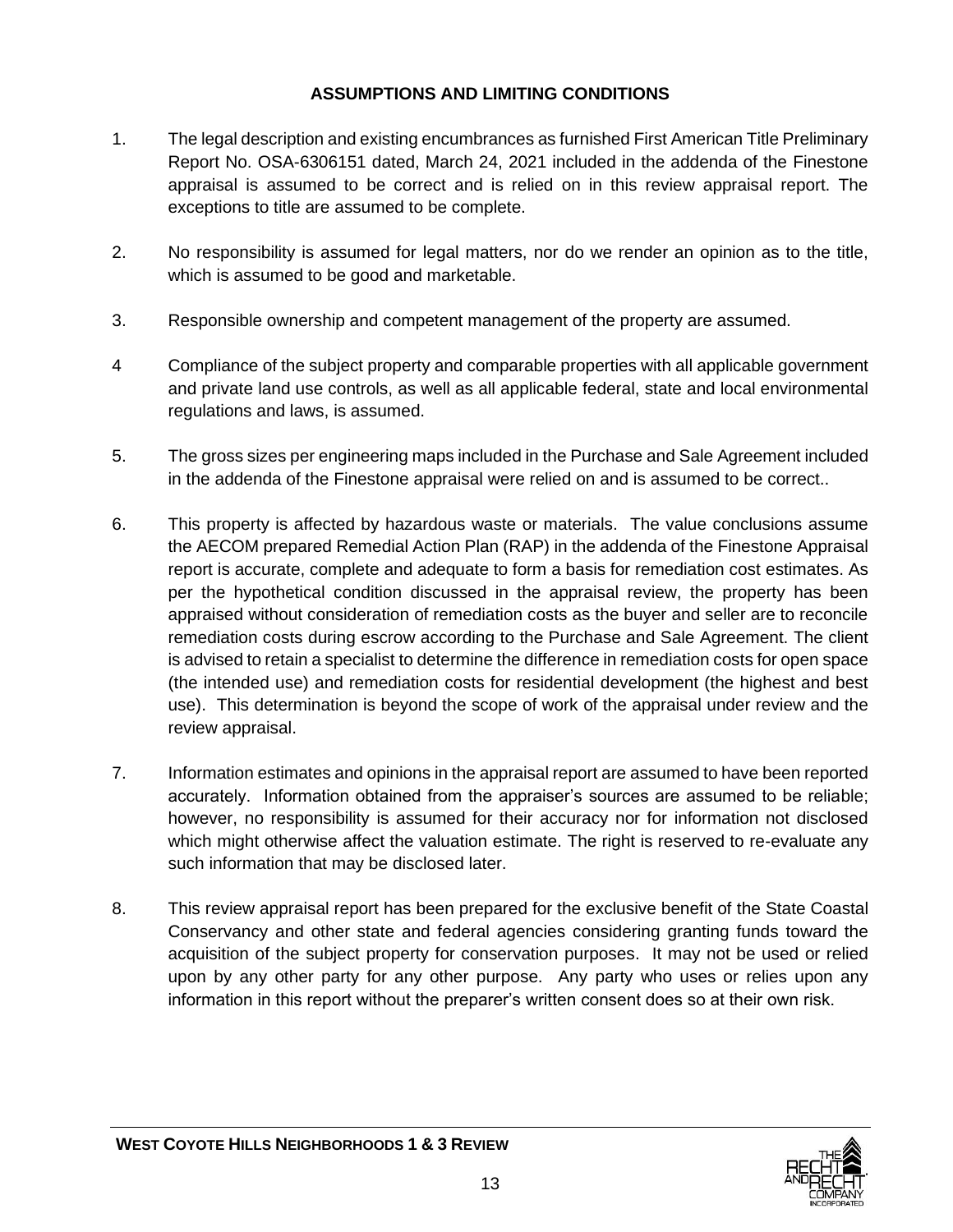## ASSUMPTIONS AND LIMITING CONDITIONS

1. The legal description and existing encumbrances as furnished First American Title Preliminary Report No. OSA-6306151 dated, March 24, 2021 included in the addenda of the Finestone appraisal is assumed to be correct and is relied on in this review appraisal report. The exceptions to title are assumed to be complete.

2. No responsibility is assumed for legal matters, nor do we render an opinion as to the title, which is assumed to be good and marketable.

3. Responsible ownership and competent management of the property are assumed.

4 Compliance of the subject property and comparable properties with all applicable government and private land use controls, as well as all applicable federal, state and local environmental regulations and laws, is assumed.

5. The gross sizes per engineering maps included in the Purchase and Sale Agreement included in the addenda of the Finestone appraisal were relied on and is assumed to be correct..

6. This property is affected by hazardous waste or materials. The value conclusions assume the AECOM prepared Remedial Action Plan (RAP) in the addenda of the Finestone Appraisal report is accurate, complete and adequate to form a basis for remediation cost estimates. As per the hypothetical condition discussed in the appraisal review, the property has been appraised without consideration of remediation costs as the buyer and seller are to reconcile remediation costs during escrow according to the Purchase and Sale Agreement. The client is advised to retain a specialist to determine the difference in remediation costs for open space (the intended use) and remediation costs for residential development (the highest and best use). This determination is beyond the scope of work of the appraisal under review and the review appraisal.

7. Information estimates and opinions in the appraisal report are assumed to have been reported accurately. Information obtained from the appraiser's sources are assumed to be reliable; however, no responsibility is assumed for their accuracy nor for information not disclosed which might otherwise affect the valuation estimate. The right is reserved to re-evaluate any such information that may be disclosed later.

8. This review appraisal report has been prepared for the exclusive benefit of the State Coastal Conservancy and other state and federal agencies considering granting funds toward the acquisition of the subject property for conservation purposes. It may not be used or relied upon by any other party for any other purpose. Any party who uses or relies upon any information in this report without the preparer's written consent does so at their own risk.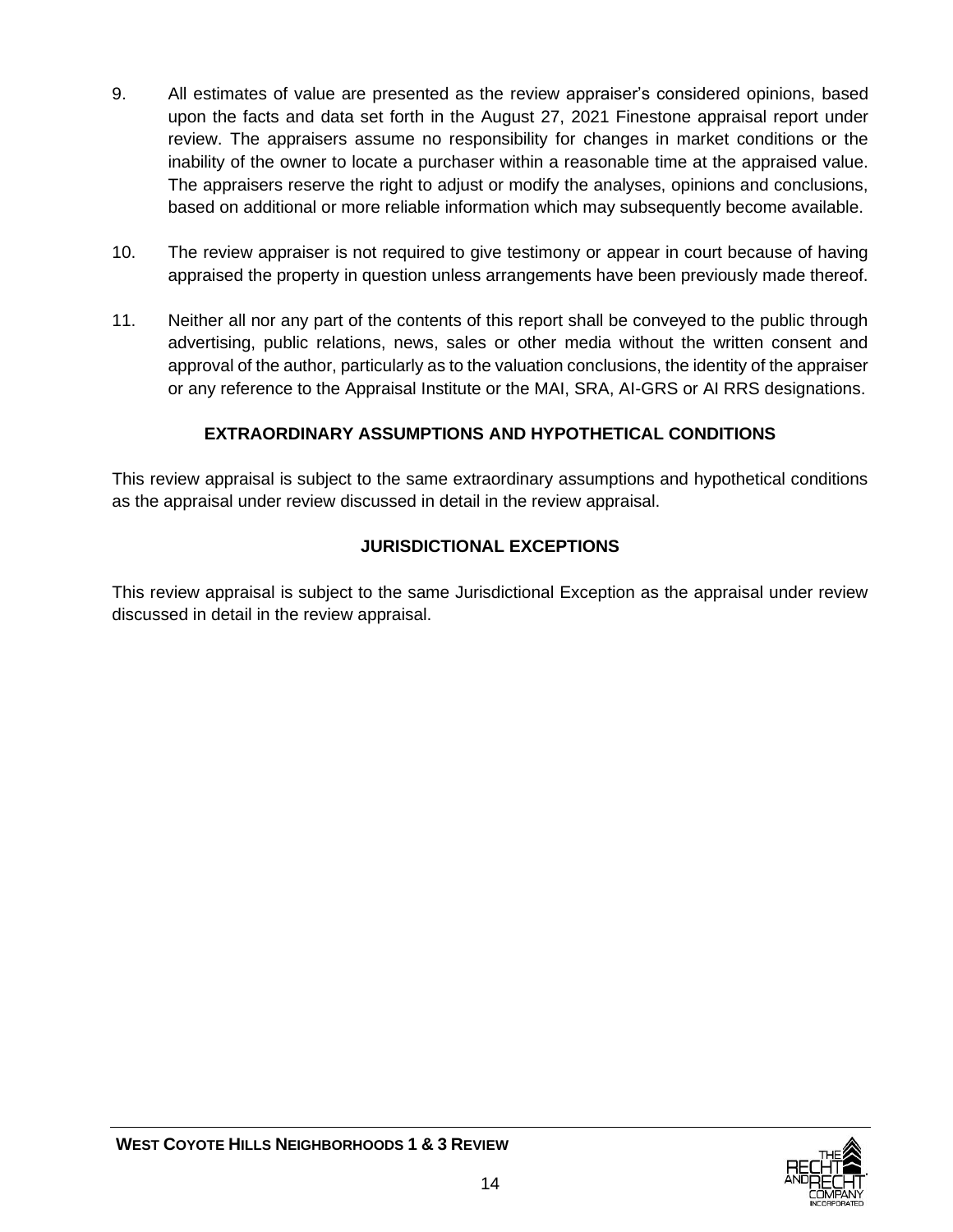9. All estimates of value are presented as the review appraiser's considered opinions, based upon the facts and data set forth in the August 27, 2021 Finestone appraisal report under review. The appraisers assume no responsibility for changes in market conditions or the inability of the owner to locate a purchaser within a reasonable time at the appraised value. The appraisers reserve the right to adjust or modify the analyses, opinions and conclusions, based on additional or more reliable information which may subsequently become available.

10. The review appraiser is not required to give testimony or appear in court because of having appraised the property in question unless arrangements have been previously made thereof.

11. Neither all nor any part of the contents of this report shall be conveyed to the public through advertising, public relations, news, sales or other media without the written consent and approval of the author, particularly as to the valuation conclusions, the identity of the appraiser or any reference to the Appraisal Institute or the MAI, SRA, AI-GRS or AI RRS designations.

## EXTRAORDINARY ASSUMPTIONS AND HYPOTHETICAL CONDITIONS

This review appraisal is subject to the same extraordinary assumptions and hypothetical conditions as the appraisal under review discussed in detail in the review appraisal.

## JURISDICTIONAL EXCEPTIONS

This review appraisal is subject to the same Jurisdictional Exception as the appraisal under review discussed in detail in the review appraisal.